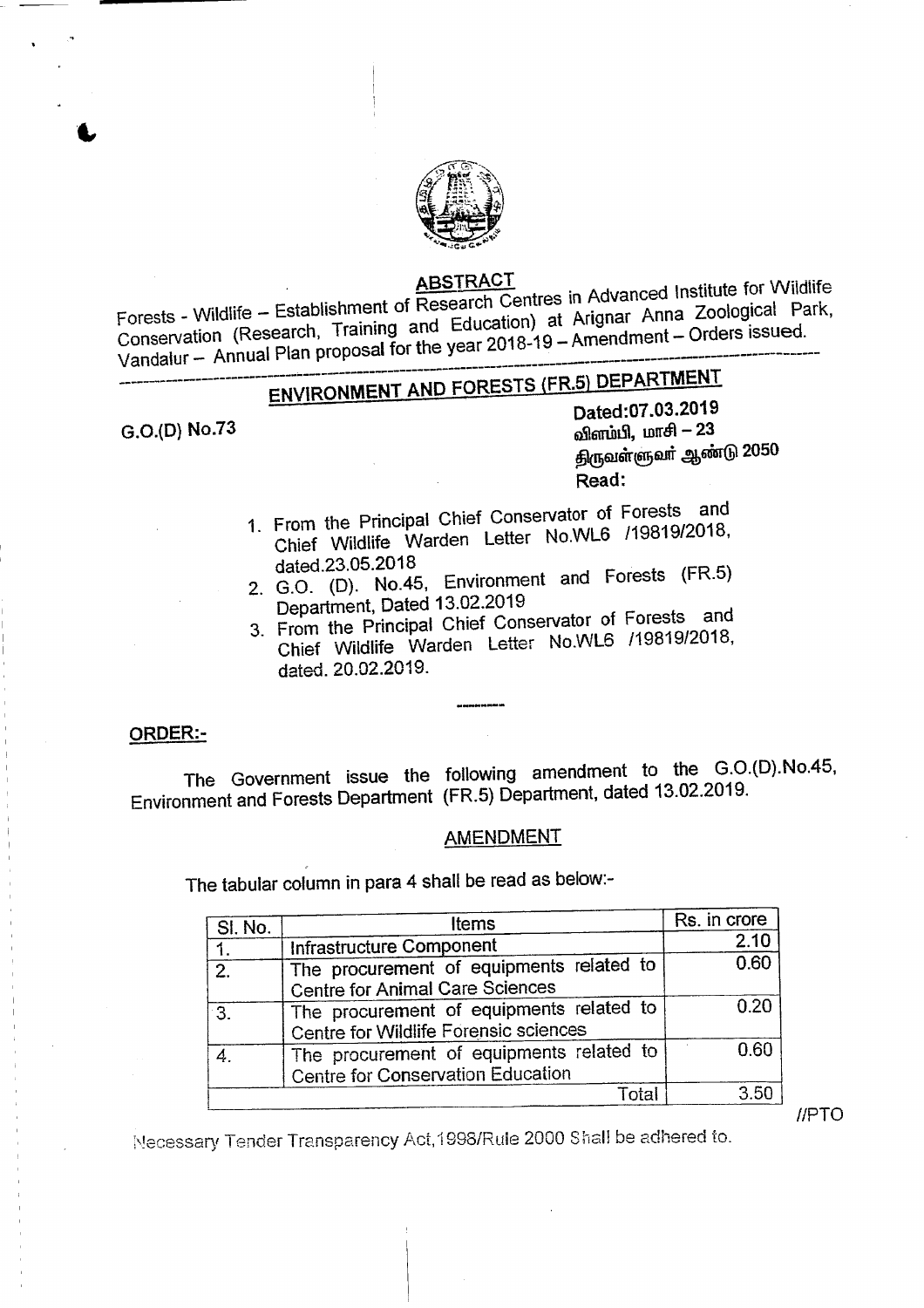## ABSTRACT

Forests - Wildlife – Establishment of Research Centres in Advanced Institute for Wildlife Conservation (Research, Training and Education) at Arignar Anna Zoological Park, Vandalur – Annual Plan proposal for the year 2018-19 – Amendment – Orders issued.

## ENVIRONMENT AND FORESTS (FR.5) DEPARTMENT

G.O.(D) No.73

Dated:07.03.2019
விளம்பி, மாசி – 23
திருவள்ளுவர் ஆண்டு 2050

Read:

1. From the Principal Chief Conservator of Forests and Chief Wildlife Warden Letter No.WL6 /19819/2018, dated.23.05.2018
2. G.O. (D). No.45, Environment and Forests (FR.5) Department, Dated 13.02.2019
3. From the Principal Chief Conservator of Forests and Chief Wildlife Warden Letter No.WL6 /19819/2018, dated. 20.02.2019.

-------

**ORDER:-**

The Government issue the following amendment to the G.O.(D).No.45, Environment and Forests Department (FR.5) Department, dated 13.02.2019.

### AMENDMENT

The tabular column in para 4 shall be read as below:-

| Sl. No. | Items | Rs. in crore |
|---|---|---|
| 1. | Infrastructure Component | 2.10 |
| 2. | The procurement of equipments related to Centre for Animal Care Sciences | 0.60 |
| 3. | The procurement of equipments related to Centre for Wildlife Forensic sciences | 0.20 |
| 4. | The procurement of equipments related to Centre for Conservation Education | 0.60 |
| | Total | 3.50 |

//PTO

Necessary Tender Transparency Act,1998/Rule 2000 Shall be adhered to.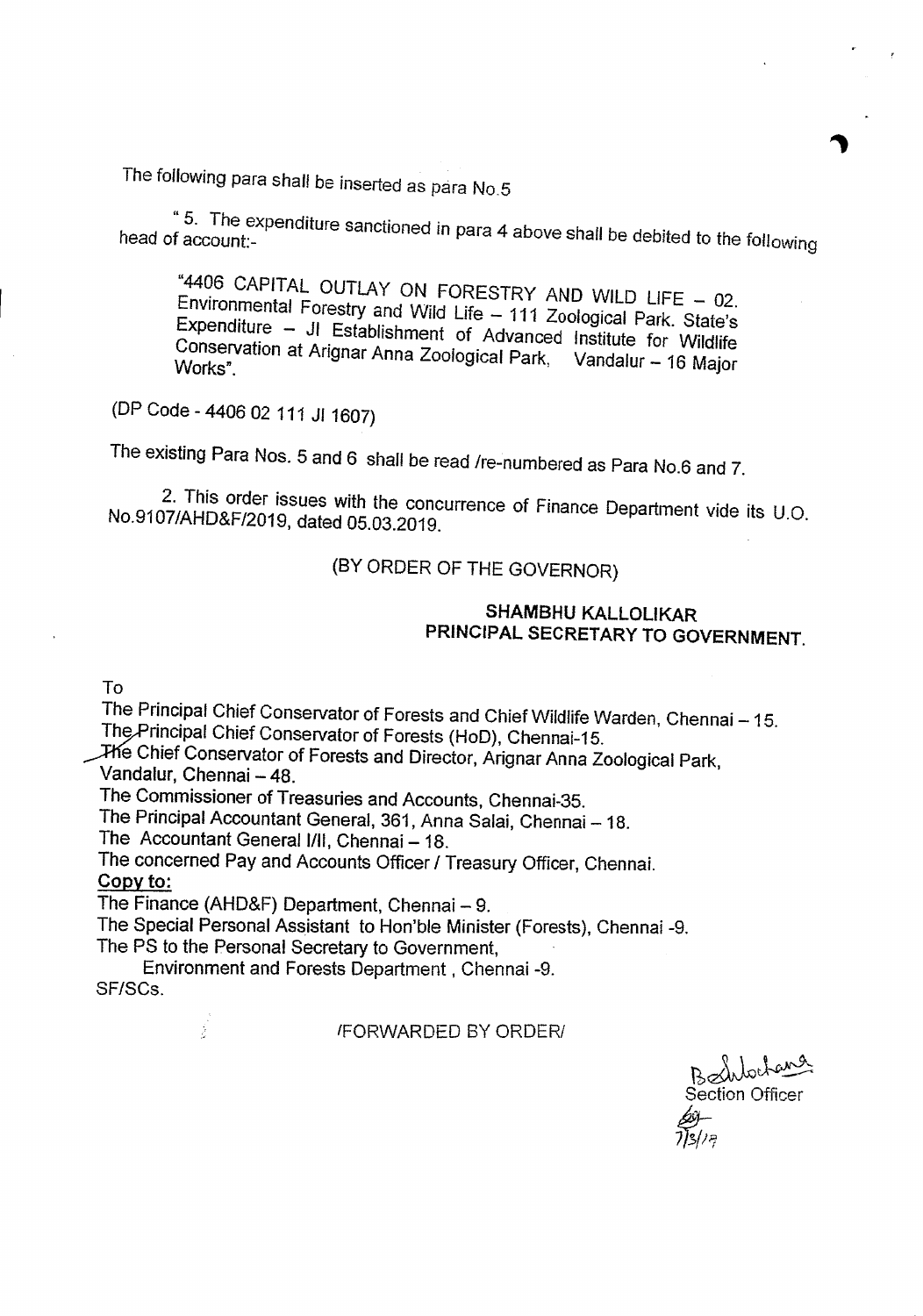The following para shall be inserted as para No.5

" 5. The expenditure sanctioned in para 4 above shall be debited to the following head of account:-

> "4406 CAPITAL OUTLAY ON FORESTRY AND WILD LIFE – 02. Environmental Forestry and Wild Life – 111 Zoological Park. State's Expenditure – JI Establishment of Advanced Institute for Wildlife Conservation at Arignar Anna Zoological Park, Vandalur – 16 Major Works".

(DP Code - 4406 02 111 JI 1607)

The existing Para Nos. 5 and 6 shall be read /re-numbered as Para No.6 and 7.

2. This order issues with the concurrence of Finance Department vide its U.O. No.9107/AHD&F/2019, dated 05.03.2019.

(BY ORDER OF THE GOVERNOR)

**SHAMBHU KALLOLIKAR**
**PRINCIPAL SECRETARY TO GOVERNMENT.**

To

The Principal Chief Conservator of Forests and Chief Wildlife Warden, Chennai – 15.
The Principal Chief Conservator of Forests (HoD), Chennai-15.
The Chief Conservator of Forests and Director, Arignar Anna Zoological Park, Vandalur, Chennai – 48.
The Commissioner of Treasuries and Accounts, Chennai-35.
The Principal Accountant General, 361, Anna Salai, Chennai – 18.
The Accountant General I/II, Chennai – 18.
The concerned Pay and Accounts Officer / Treasury Officer, Chennai.

**Copy to:**

The Finance (AHD&F) Department, Chennai – 9.
The Special Personal Assistant to Hon'ble Minister (Forests), Chennai -9.
The PS to the Personal Secretary to Government,
Environment and Forests Department , Chennai -9.
SF/SCs.

/FORWARDED BY ORDER/

Section Officer
7/3/19